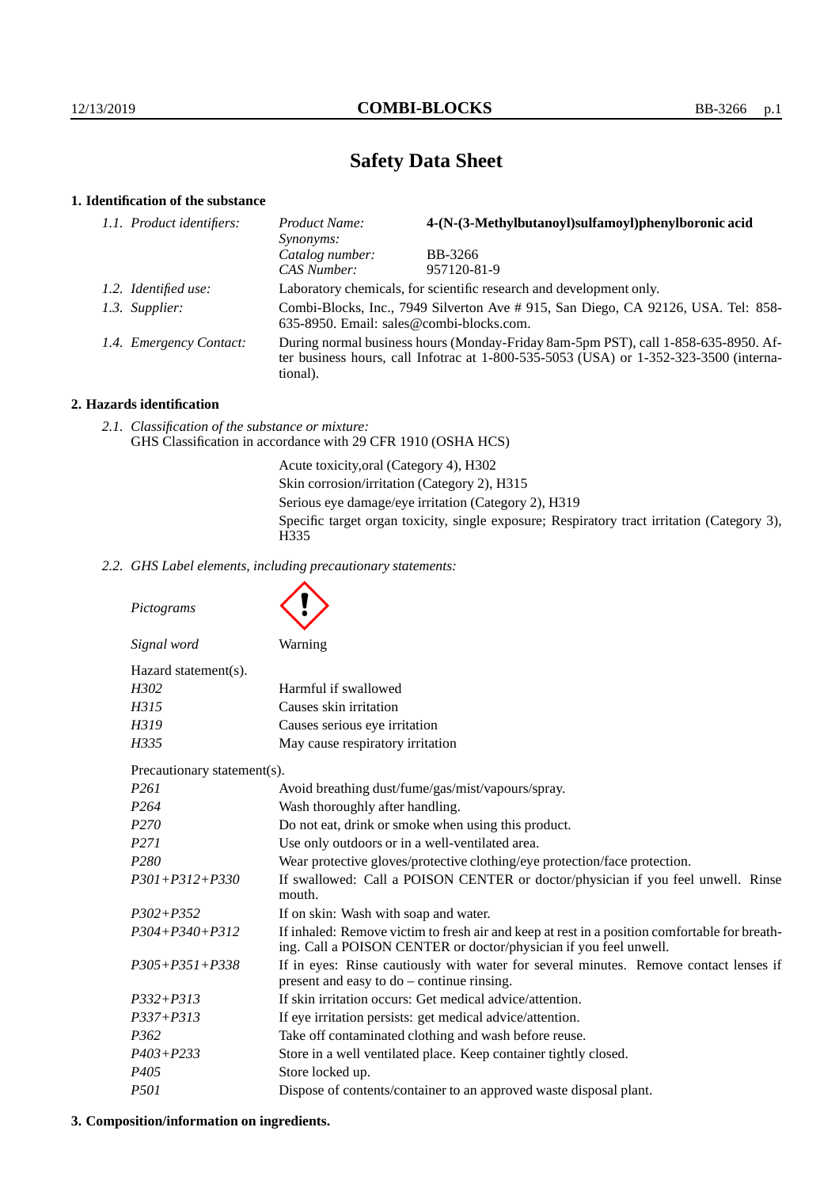# Safety Data Sheet

## 1. Identification of the substance

| | | |
|---|---|---|
| *1.1. Product identifiers:* | *Product Name:* | **4-(N-(3-Methylbutanoyl)sulfamoyl)phenylboronic acid** |
| | *Synonyms:* | |
| | *Catalog number:* | BB-3266 |
| | *CAS Number:* | 957120-81-9 |
| *1.2. Identified use:* | Laboratory chemicals, for scientific research and development only. | |
| *1.3. Supplier:* | Combi-Blocks, Inc., 7949 Silverton Ave # 915, San Diego, CA 92126, USA. Tel: 858-635-8950. Email: sales@combi-blocks.com. | |
| *1.4. Emergency Contact:* | During normal business hours (Monday-Friday 8am-5pm PST), call 1-858-635-8950. After business hours, call Infotrac at 1-800-535-5053 (USA) or 1-352-323-3500 (international). | |

## 2. Hazards identification

*2.1. Classification of the substance or mixture:*
GHS Classification in accordance with 29 CFR 1910 (OSHA HCS)

Acute toxicity,oral (Category 4), H302
Skin corrosion/irritation (Category 2), H315
Serious eye damage/eye irritation (Category 2), H319
Specific target organ toxicity, single exposure; Respiratory tract irritation (Category 3), H335

*2.2. GHS Label elements, including precautionary statements:*

*Pictograms*

*Signal word* Warning

Hazard statement(s).

| | |
|---|---|
| *H302* | Harmful if swallowed |
| *H315* | Causes skin irritation |
| *H319* | Causes serious eye irritation |
| *H335* | May cause respiratory irritation |

Precautionary statement(s).

| | |
|---|---|
| *P261* | Avoid breathing dust/fume/gas/mist/vapours/spray. |
| *P264* | Wash thoroughly after handling. |
| *P270* | Do not eat, drink or smoke when using this product. |
| *P271* | Use only outdoors or in a well-ventilated area. |
| *P280* | Wear protective gloves/protective clothing/eye protection/face protection. |
| *P301+P312+P330* | If swallowed: Call a POISON CENTER or doctor/physician if you feel unwell. Rinse mouth. |
| *P302+P352* | If on skin: Wash with soap and water. |
| *P304+P340+P312* | If inhaled: Remove victim to fresh air and keep at rest in a position comfortable for breathing. Call a POISON CENTER or doctor/physician if you feel unwell. |
| *P305+P351+P338* | If in eyes: Rinse cautiously with water for several minutes. Remove contact lenses if present and easy to do – continue rinsing. |
| *P332+P313* | If skin irritation occurs: Get medical advice/attention. |
| *P337+P313* | If eye irritation persists: get medical advice/attention. |
| *P362* | Take off contaminated clothing and wash before reuse. |
| *P403+P233* | Store in a well ventilated place. Keep container tightly closed. |
| *P405* | Store locked up. |
| *P501* | Dispose of contents/container to an approved waste disposal plant. |

## 3. Composition/information on ingredients.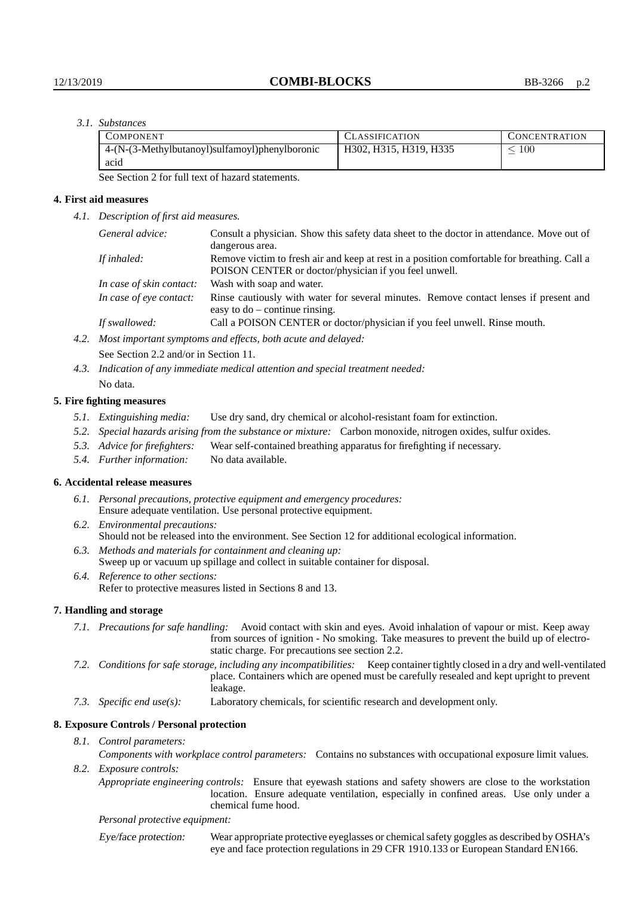*3.1. Substances*

| Component | Classification | Concentration |
|---|---|---|
| 4-(N-(3-Methylbutanoyl)sulfamoyl)phenylboronic acid | H302, H315, H319, H335 | $\leq 100$ |

See Section 2 for full text of hazard statements.

## 4. First aid measures

*4.1. Description of first aid measures.*

| | |
|---|---|
| *General advice:* | Consult a physician. Show this safety data sheet to the doctor in attendance. Move out of dangerous area. |
| *If inhaled:* | Remove victim to fresh air and keep at rest in a position comfortable for breathing. Call a POISON CENTER or doctor/physician if you feel unwell. |
| *In case of skin contact:* | Wash with soap and water. |
| *In case of eye contact:* | Rinse cautiously with water for several minutes. Remove contact lenses if present and easy to do – continue rinsing. |
| *If swallowed:* | Call a POISON CENTER or doctor/physician if you feel unwell. Rinse mouth. |

*4.2. Most important symptoms and effects, both acute and delayed:*

See Section 2.2 and/or in Section 11.

*4.3. Indication of any immediate medical attention and special treatment needed:*

No data.

## 5. Fire fighting measures

*5.1. Extinguishing media:* Use dry sand, dry chemical or alcohol-resistant foam for extinction.

*5.2. Special hazards arising from the substance or mixture:* Carbon monoxide, nitrogen oxides, sulfur oxides.

*5.3. Advice for firefighters:* Wear self-contained breathing apparatus for firefighting if necessary.

*5.4. Further information:* No data available.

## 6. Accidental release measures

*6.1. Personal precautions, protective equipment and emergency procedures:*
Ensure adequate ventilation. Use personal protective equipment.

*6.2. Environmental precautions:*
Should not be released into the environment. See Section 12 for additional ecological information.

*6.3. Methods and materials for containment and cleaning up:*
Sweep up or vacuum up spillage and collect in suitable container for disposal.

*6.4. Reference to other sections:*
Refer to protective measures listed in Sections 8 and 13.

## 7. Handling and storage

*7.1. Precautions for safe handling:* Avoid contact with skin and eyes. Avoid inhalation of vapour or mist. Keep away from sources of ignition - No smoking. Take measures to prevent the build up of electrostatic charge. For precautions see section 2.2.

*7.2. Conditions for safe storage, including any incompatibilities:* Keep container tightly closed in a dry and well-ventilated place. Containers which are opened must be carefully resealed and kept upright to prevent leakage.

*7.3. Specific end use(s):* Laboratory chemicals, for scientific research and development only.

## 8. Exposure Controls / Personal protection

*8.1. Control parameters:*

*Components with workplace control parameters:* Contains no substances with occupational exposure limit values.

*8.2. Exposure controls:*

*Appropriate engineering controls:* Ensure that eyewash stations and safety showers are close to the workstation location. Ensure adequate ventilation, especially in confined areas. Use only under a chemical fume hood.

*Personal protective equipment:*

*Eye/face protection:* Wear appropriate protective eyeglasses or chemical safety goggles as described by OSHA's eye and face protection regulations in 29 CFR 1910.133 or European Standard EN166.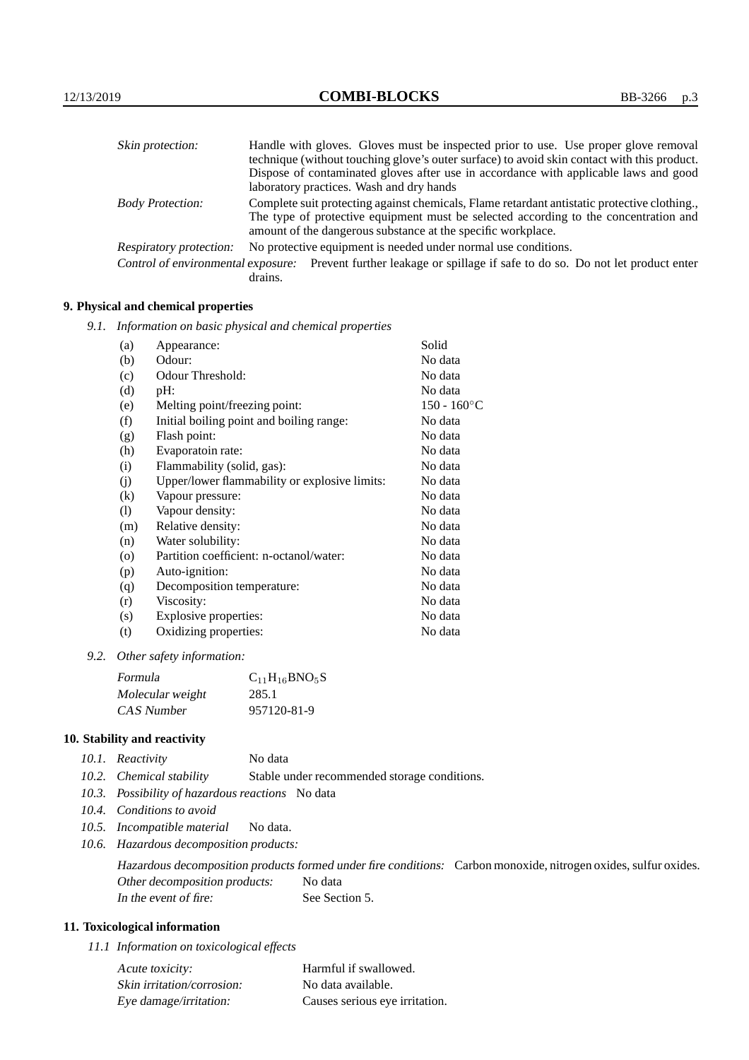| | |
|---|---|
| *Skin protection:* | Handle with gloves. Gloves must be inspected prior to use. Use proper glove removal technique (without touching glove's outer surface) to avoid skin contact with this product. Dispose of contaminated gloves after use in accordance with applicable laws and good laboratory practices. Wash and dry hands |
| *Body Protection:* | Complete suit protecting against chemicals, Flame retardant antistatic protective clothing., The type of protective equipment must be selected according to the concentration and amount of the dangerous substance at the specific workplace. |
| *Respiratory protection:* | No protective equipment is needed under normal use conditions. |
| *Control of environmental exposure:* | Prevent further leakage or spillage if safe to do so. Do not let product enter drains. |

## 9. Physical and chemical properties

*9.1. Information on basic physical and chemical properties*

| | | |
|---|---|---|
| (a) | Appearance: | Solid |
| (b) | Odour: | No data |
| (c) | Odour Threshold: | No data |
| (d) | pH: | No data |
| (e) | Melting point/freezing point: | 150 - 160°C |
| (f) | Initial boiling point and boiling range: | No data |
| (g) | Flash point: | No data |
| (h) | Evaporatoin rate: | No data |
| (i) | Flammability (solid, gas): | No data |
| (j) | Upper/lower flammability or explosive limits: | No data |
| (k) | Vapour pressure: | No data |
| (l) | Vapour density: | No data |
| (m) | Relative density: | No data |
| (n) | Water solubility: | No data |
| (o) | Partition coefficient: n-octanol/water: | No data |
| (p) | Auto-ignition: | No data |
| (q) | Decomposition temperature: | No data |
| (r) | Viscosity: | No data |
| (s) | Explosive properties: | No data |
| (t) | Oxidizing properties: | No data |

*9.2. Other safety information:*

| | |
|---|---|
| *Formula* | $C_{11}H_{16}BNO_5S$ |
| *Molecular weight* | 285.1 |
| *CAS Number* | 957120-81-9 |

## 10. Stability and reactivity

*10.1. Reactivity* No data

*10.2. Chemical stability* Stable under recommended storage conditions.

*10.3. Possibility of hazardous reactions* No data

*10.4. Conditions to avoid*

*10.5. Incompatible material* No data.

*10.6. Hazardous decomposition products:*

*Hazardous decomposition products formed under fire conditions:* Carbon monoxide, nitrogen oxides, sulfur oxides.

*Other decomposition products:* No data

*In the event of fire:* See Section 5.

## 11. Toxicological information

*11.1 Information on toxicological effects*

| | |
|---|---|
| *Acute toxicity:* | Harmful if swallowed. |
| *Skin irritation/corrosion:* | No data available. |
| *Eye damage/irritation:* | Causes serious eye irritation. |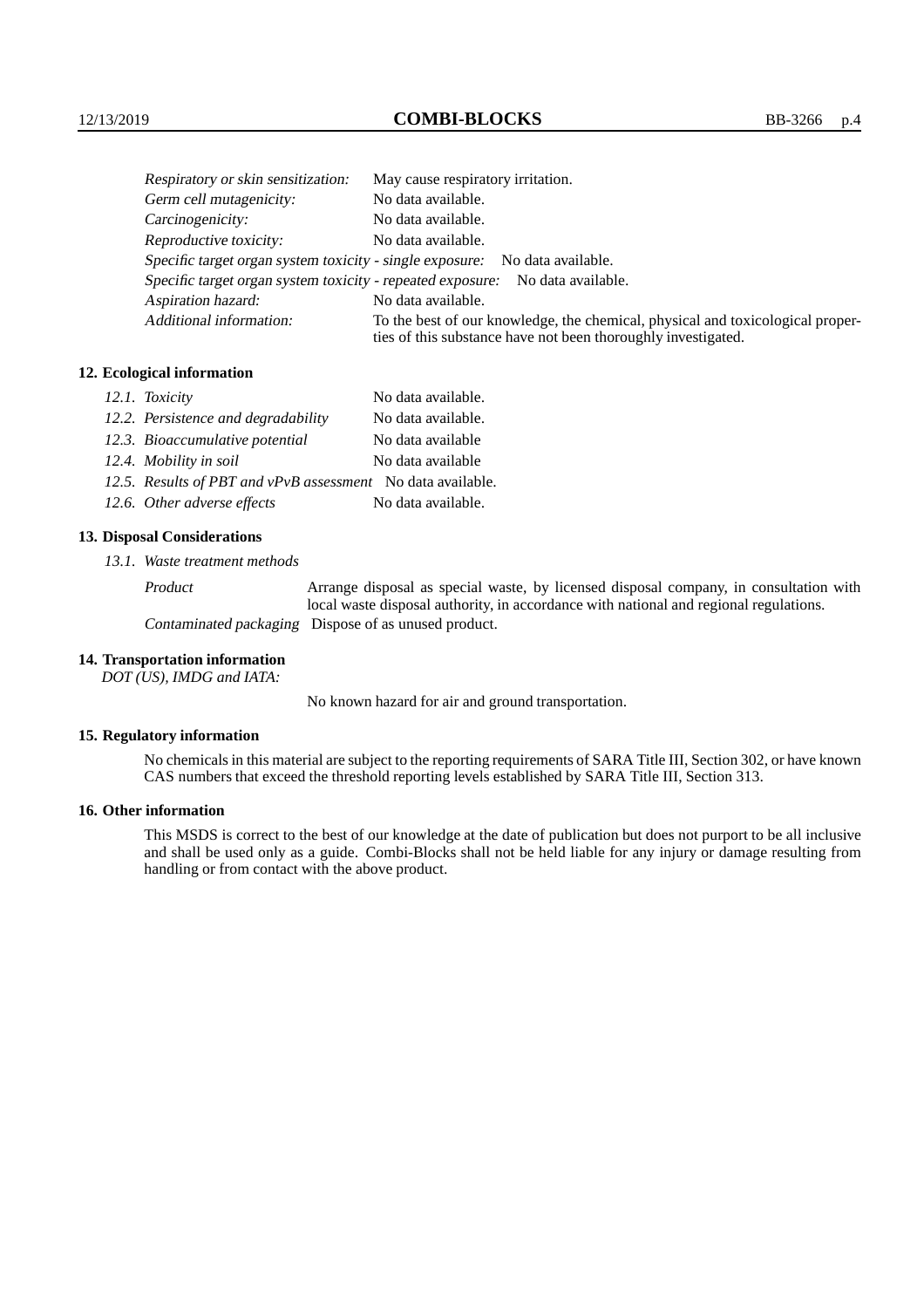| | |
|---|---|
| *Respiratory or skin sensitization:* | May cause respiratory irritation. |
| *Germ cell mutagenicity:* | No data available. |
| *Carcinogenicity:* | No data available. |
| *Reproductive toxicity:* | No data available. |
| *Specific target organ system toxicity - single exposure:* | No data available. |
| *Specific target organ system toxicity - repeated exposure:* | No data available. |
| *Aspiration hazard:* | No data available. |
| *Additional information:* | To the best of our knowledge, the chemical, physical and toxicological properties of this substance have not been thoroughly investigated. |

## 12. Ecological information

| | |
|---|---|
| *12.1. Toxicity* | No data available. |
| *12.2. Persistence and degradability* | No data available. |
| *12.3. Bioaccumulative potential* | No data available |
| *12.4. Mobility in soil* | No data available |
| *12.5. Results of PBT and vPvB assessment* | No data available. |
| *12.6. Other adverse effects* | No data available. |

## 13. Disposal Considerations

*13.1. Waste treatment methods*

| | |
|---|---|
| *Product* | Arrange disposal as special waste, by licensed disposal company, in consultation with local waste disposal authority, in accordance with national and regional regulations. |
| *Contaminated packaging* | Dispose of as unused product. |

## 14. Transportation information

*DOT (US), IMDG and IATA:*

No known hazard for air and ground transportation.

## 15. Regulatory information

No chemicals in this material are subject to the reporting requirements of SARA Title III, Section 302, or have known CAS numbers that exceed the threshold reporting levels established by SARA Title III, Section 313.

## 16. Other information

This MSDS is correct to the best of our knowledge at the date of publication but does not purport to be all inclusive and shall be used only as a guide. Combi-Blocks shall not be held liable for any injury or damage resulting from handling or from contact with the above product.